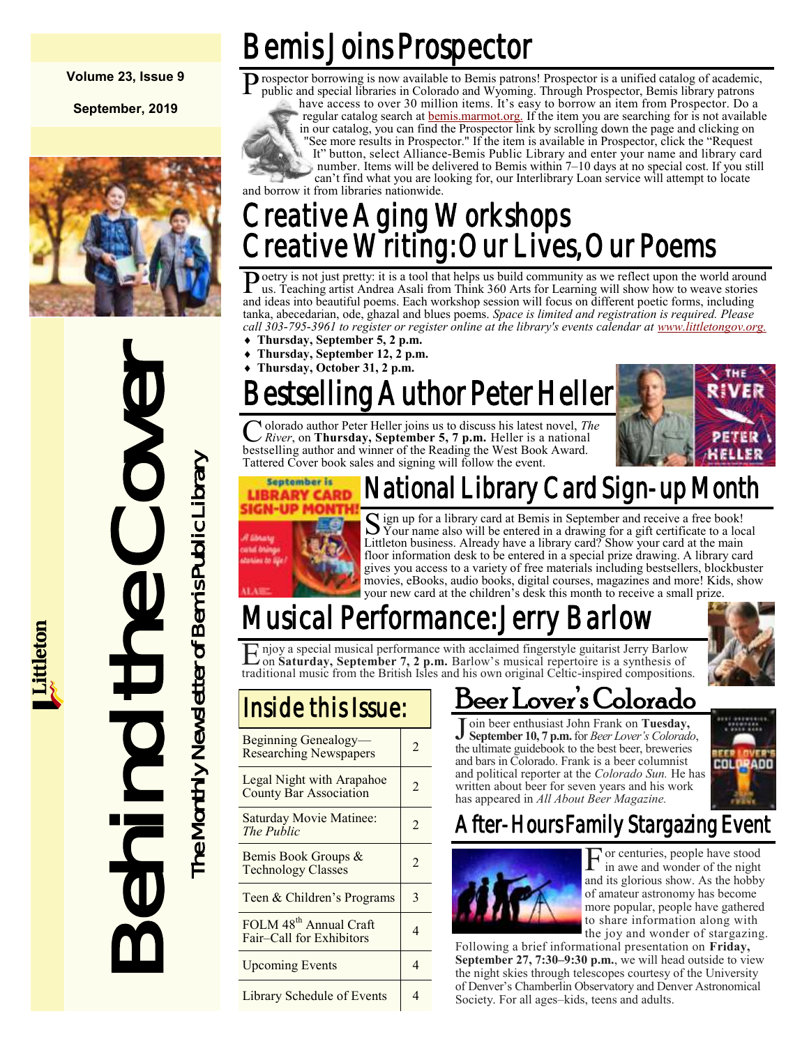Volume 23, Issue 9

September, 2019

# Behind the Cover

The Monthly Newsletter of Bemis Public Library

Littleton

# Bemis Joins Prospector

Prospector borrowing is now available to Bemis patrons! Prospector is a unified catalog of academic, public and special libraries in Colorado and Wyoming. Through Prospector, Bemis library patrons have access to over 30 million items. It's easy to borrow an item from Prospector. Do a regular catalog search at bemis.marmot.org. If the item you are searching for is not available in our catalog, you can find the Prospector link by scrolling down the page and clicking on "See more results in Prospector." If the item is available in Prospector, click the "Request It" button, select Alliance-Bemis Public Library and enter your name and library card number. Items will be delivered to Bemis within 7–10 days at no special cost. If you still can't find what you are looking for, our Interlibrary Loan service will attempt to locate and borrow it from libraries nationwide.

# Creative Aging Workshops
# Creative Writing: Our Lives, Our Poems

Poetry is not just pretty: it is a tool that helps us build community as we reflect upon the world around us. Teaching artist Andrea Asali from Think 360 Arts for Learning will show how to weave stories and ideas into beautiful poems. Each workshop session will focus on different poetic forms, including tanka, abecedarian, ode, ghazal and blues poems. *Space is limited and registration is required. Please call 303-795-3961 to register or register online at the library's events calendar at www.littletongov.org.*

- **Thursday, September 5, 2 p.m.**
- **Thursday, September 12, 2 p.m.**
- **Thursday, October 31, 2 p.m.**

# Bestselling Author Peter Heller

Colorado author Peter Heller joins us to discuss his latest novel, *The River*, on **Thursday, September 5, 7 p.m.** Heller is a national bestselling author and winner of the Reading the West Book Award. Tattered Cover book sales and signing will follow the event.

# National Library Card Sign-up Month

Sign up for a library card at Bemis in September and receive a free book! Your name also will be entered in a drawing for a gift certificate to a local Littleton business. Already have a library card? Show your card at the main floor information desk to be entered in a special prize drawing. A library card gives you access to a variety of free materials including bestsellers, blockbuster movies, eBooks, audio books, digital courses, magazines and more! Kids, show your new card at the children's desk this month to receive a small prize.

# Musical Performance: Jerry Barlow

Enjoy a special musical performance with acclaimed fingerstyle guitarist Jerry Barlow on **Saturday, September 7, 2 p.m.** Barlow's musical repertoire is a synthesis of traditional music from the British Isles and his own original Celtic-inspired compositions.

## Inside this Issue:

| | |
|---|---|
| Beginning Genealogy—Researching Newspapers | 2 |
| Legal Night with Arapahoe County Bar Association | 2 |
| Saturday Movie Matinee: *The Public* | 2 |
| Bemis Book Groups & Technology Classes | 2 |
| Teen & Children's Programs | 3 |
| FOLM 48th Annual Craft Fair–Call for Exhibitors | 4 |
| Upcoming Events | 4 |
| Library Schedule of Events | 4 |

# Beer Lover's Colorado

Join beer enthusiast John Frank on **Tuesday, September 10, 7 p.m.** for *Beer Lover's Colorado*, the ultimate guidebook to the best beer, breweries and bars in Colorado. Frank is a beer columnist and political reporter at the *Colorado Sun.* He has written about beer for seven years and his work has appeared in *All About Beer Magazine.*

# After-Hours Family Stargazing Event

For centuries, people have stood in awe and wonder of the night and its glorious show. As the hobby of amateur astronomy has become more popular, people have gathered to share information along with the joy and wonder of stargazing. Following a brief informational presentation on **Friday, September 27, 7:30–9:30 p.m.**, we will head outside to view the night skies through telescopes courtesy of the University of Denver's Chamberlin Observatory and Denver Astronomical Society. For all ages–kids, teens and adults.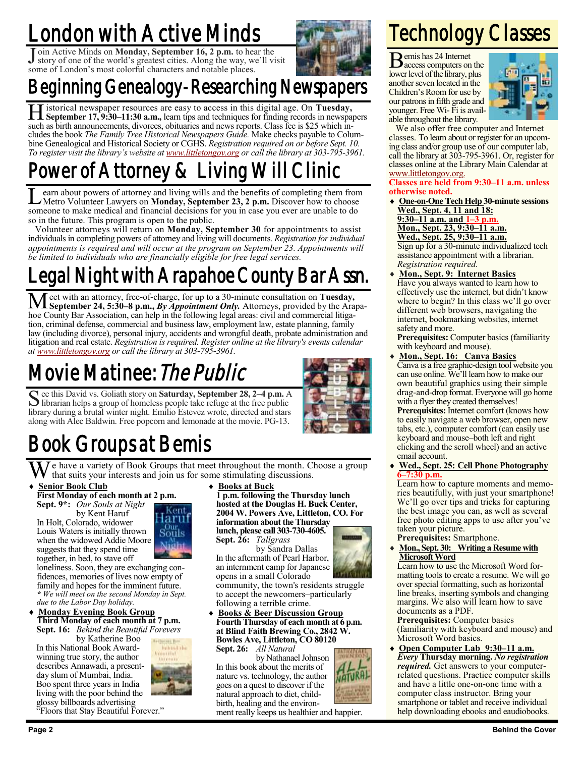# London with Active Minds

Join Active Minds on **Monday, September 16, 2 p.m.** to hear the story of one of the world's greatest cities. Along the way, we'll visit some of London's most colorful characters and notable places.

# Beginning Genealogy-Researching Newspapers

Historical newspaper resources are easy to access in this digital age. On **Tuesday, September 17, 9:30–11:30 a.m.,** learn tips and techniques for finding records in newspapers such as birth announcements, divorces, obituaries and news reports. Class fee is $25 which includes the book *The Family Tree Historical Newspapers Guide.* Make checks payable to Columbine Genealogical and Historical Society or CGHS. *Registration required on or before Sept. 10. To register visit the library's website at www.littletongov.org or call the library at 303-795-3961.*

# Power of Attorney & Living Will Clinic

Learn about powers of attorney and living wills and the benefits of completing them from Metro Volunteer Lawyers on **Monday, September 23, 2 p.m.** Discover how to choose someone to make medical and financial decisions for you in case you ever are unable to do so in the future. This program is open to the public.

Volunteer attorneys will return on **Monday, September 30** for appointments to assist individuals in completing powers of attorney and living will documents. *Registration for individual appointments is required and will occur at the program on September 23. Appointments will be limited to individuals who are financially eligible for free legal services.*

# Legal Night with Arapahoe County Bar Assn.

Meet with an attorney, free-of-charge, for up to a 30-minute consultation on **Tuesday, September 24, 5:30–8 p.m.,** ***By Appointment Only.*** Attorneys, provided by the Arapahoe County Bar Association, can help in the following legal areas: civil and commercial litigation, criminal defense, commercial and business law, employment law, estate planning, family law (including divorce), personal injury, accidents and wrongful death, probate administration and litigation and real estate. *Registration is required. Register online at the library's events calendar at www.littletongov.org or call the library at 303-795-3961.*

# Movie Matinee: *The Public*

See this David vs. Goliath story on **Saturday, September 28, 2–4 p.m.** A librarian helps a group of homeless people take refuge at the free public library during a brutal winter night. Emilio Estevez wrote, directed and stars along with Alec Baldwin. Free popcorn and lemonade at the movie. PG-13.

# Book Groups at Bemis

We have a variety of Book Groups that meet throughout the month. Choose a group that suits your interests and join us for some stimulating discussions.

- **Senior Book Club**
  **First Monday of each month at 2 p.m.**
  **Sept. 9*:** *Our Souls at Night* by Kent Haruf
  In Holt, Colorado, widower Louis Waters is initially thrown when the widowed Addie Moore suggests that they spend time together, in bed, to stave off loneliness. Soon, they are exchanging confidences, memories of lives now empty of family and hopes for the imminent future.
  ** We will meet on the second Monday in Sept. due to the Labor Day holiday.*

- **Monday Evening Book Group**
  **Third Monday of each month at 7 p.m.**
  **Sept. 16:** *Behind the Beautiful Forevers* by Katherine Boo
  In this National Book Award-winning true story, the author describes Annawadi, a present-day slum of Mumbai, India. Boo spent three years in India living with the poor behind the glossy billboards advertising "Floors that Stay Beautiful Forever."

- **Books at Buck**
  **1 p.m. following the Thursday lunch hosted at the Douglas H. Buck Center, 2004 W. Powers Ave, Littleton, CO. For information about the Thursday lunch, please call 303-730-4605.**
  **Sept. 26:** *Tallgrass* by Sandra Dallas
  In the aftermath of Pearl Harbor, an internment camp for Japanese opens in a small Colorado community, the town's residents struggle to accept the newcomers–particularly following a terrible crime.

- **Books & Beer Discussion Group**
  **Fourth Thursday of each month at 6 p.m. at Blind Faith Brewing Co., 2842 W. Bowles Ave, Littleton, CO 80120**
  **Sept. 26:** *All Natural* by Nathanael Johnson
  In this book about the merits of nature vs. technology, the author goes on a quest to discover if the natural approach to diet, childbirth, healing and the environment really keeps us healthier and happier.

# Technology Classes

Bemis has 24 Internet access computers on the lower level of the library, plus another seven located in the Children's Room for use by our patrons in fifth grade and younger. Free Wi-Fi is available throughout the library.

We also offer free computer and Internet classes. To learn about or register for an upcoming class and/or group use of our computer lab, call the library at 303-795-3961. Or, register for classes online at the Library Main Calendar at www.littletongov.org.

**Classes are held from 9:30–11 a.m. unless otherwise noted.**

- **One-on-One Tech Help 30-minute sessions**
  **Wed., Sept. 4, 11 and 18: 9:30–11 a.m. and 1–3 p.m.**
  **Mon., Sept. 23, 9:30–11 a.m.**
  **Wed., Sept. 25, 9:30–11 a.m.**
  Sign up for a 30-minute individualized tech assistance appointment with a librarian. *Registration required.*

- **Mon., Sept. 9: Internet Basics**
  Have you always wanted to learn how to effectively use the internet, but didn't know where to begin? In this class we'll go over different web browsers, navigating the internet, bookmarking websites, internet safety and more.
  **Prerequisites:** Computer basics (familiarity with keyboard and mouse).

- **Mon., Sept. 16: Canva Basics**
  Canva is a free graphic-design tool website you can use online. We'll learn how to make our own beautiful graphics using their simple drag-and-drop format. Everyone will go home with a flyer they created themselves!
  **Prerequisites:** Internet comfort (knows how to easily navigate a web browser, open new tabs, etc.), computer comfort (can easily use keyboard and mouse–both left and right clicking and the scroll wheel) and an active email account.

- **Wed., Sept. 25: Cell Phone Photography 6–7:30 p.m.**
  Learn how to capture moments and memories beautifully, with just your smartphone! We'll go over tips and tricks for capturing the best image you can, as well as several free photo editing apps to use after you've taken your picture.
  **Prerequisites:** Smartphone.

- **Mon., Sept. 30: Writing a Resume with Microsoft Word**
  Learn how to use the Microsoft Word formatting tools to create a resume. We will go over special formatting, such as horizontal line breaks, inserting symbols and changing margins. We also will learn how to save documents as a PDF.
  **Prerequisites:** Computer basics (familiarity with keyboard and mouse) and Microsoft Word basics.

- **Open Computer Lab 9:30–11 a.m.**
  ***Every* Thursday morning.** ***No registration required.*** Get answers to your computer-related questions. Practice computer skills and have a little one-on-one time with a computer class instructor. Bring your smartphone or tablet and receive individual help downloading ebooks and eaudiobooks.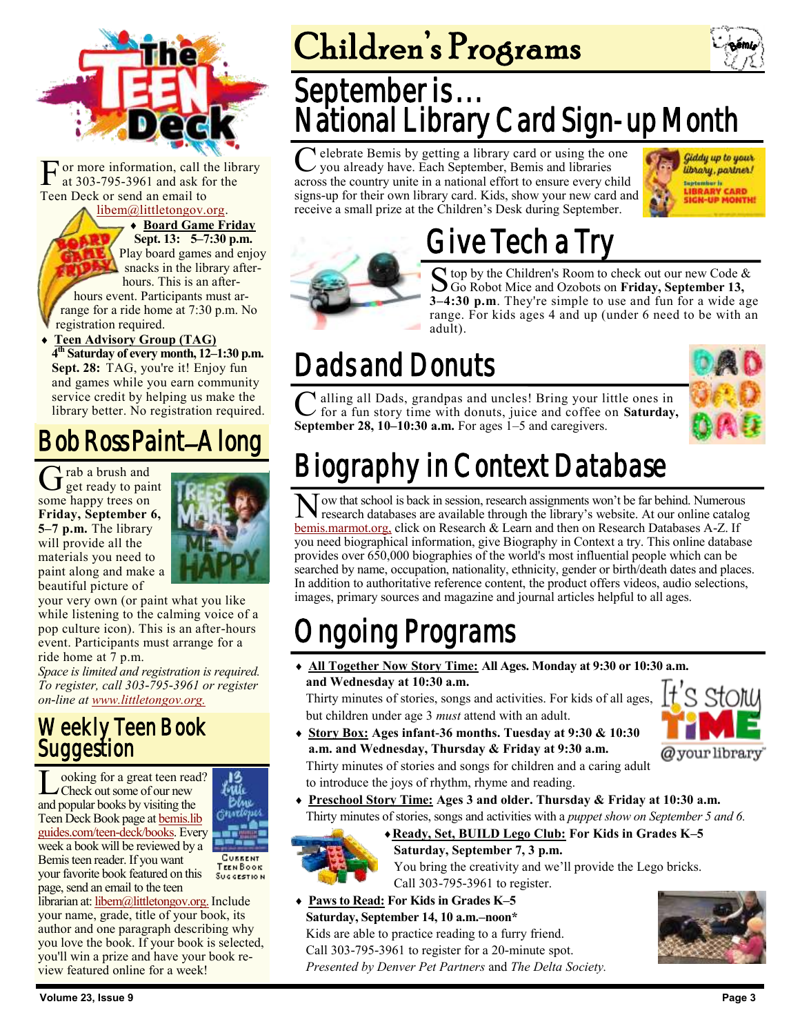# The Teen Deck

For more information, call the library at 303-795-3961 and ask for the Teen Deck or send an email to libem@littletongov.org.

- **Board Game Friday**
  **Sept. 13: 5–7:30 p.m.** Play board games and enjoy snacks in the library after-hours. This is an after-hours event. Participants must arrange for a ride home at 7:30 p.m. No registration required.
- **Teen Advisory Group (TAG)**
  **4th Saturday of every month, 12–1:30 p.m.**
  **Sept. 28:** TAG, you're it! Enjoy fun and games while you earn community service credit by helping us make the library better. No registration required.

## Bob Ross Paint–Along

Grab a brush and get ready to paint some happy trees on **Friday, September 6, 5–7 p.m.** The library will provide all the materials you need to paint along and make a beautiful picture of your very own (or paint what you like while listening to the calming voice of a pop culture icon). This is an after-hours event. Participants must arrange for a ride home at 7 p.m.

*Space is limited and registration is required. To register, call 303-795-3961 or register on-line at www.littletongov.org.*

## Weekly Teen Book Suggestion

Looking for a great teen read? Check out some of our new and popular books by visiting the Teen Deck Book page at bemis.libguides.com/teen-deck/books. Every week a book will be reviewed by a Bemis teen reader. If you want your favorite book featured on this page, send an email to the teen librarian at: libem@littletongov.org. Include your name, grade, title of your book, its author and one paragraph describing why you love the book. If your book is selected, you'll win a prize and have your book review featured online for a week!

# Children's Programs

## September is… National Library Card Sign-up Month

Celebrate Bemis by getting a library card or using the one you already have. Each September, Bemis and libraries across the country unite in a national effort to ensure every child signs-up for their own library card. Kids, show your new card and receive a small prize at the Children's Desk during September.

## Give Tech a Try

Stop by the Children's Room to check out our new Code & Go Robot Mice and Ozobots on **Friday, September 13, 3–4:30 p.m**. They're simple to use and fun for a wide age range. For kids ages 4 and up (under 6 need to be with an adult).

## Dads and Donuts

Calling all Dads, grandpas and uncles! Bring your little ones in for a fun story time with donuts, juice and coffee on **Saturday, September 28, 10–10:30 a.m.** For ages 1–5 and caregivers.

## Biography in Context Database

Now that school is back in session, research assignments won't be far behind. Numerous research databases are available through the library's website. At our online catalog bemis.marmot.org, click on Research & Learn and then on Research Databases A-Z. If you need biographical information, give Biography in Context a try. This online database provides over 650,000 biographies of the world's most influential people which can be searched by name, occupation, nationality, ethnicity, gender or birth/death dates and places. In addition to authoritative reference content, the product offers videos, audio selections, images, primary sources and magazine and journal articles helpful to all ages.

## Ongoing Programs

- **All Together Now Story Time: All Ages. Monday at 9:30 or 10:30 a.m. and Wednesday at 10:30 a.m.**
  Thirty minutes of stories, songs and activities. For kids of all ages, but children under age 3 *must* attend with an adult.
- **Story Box: Ages infant-36 months. Tuesday at 9:30 & 10:30 a.m. and Wednesday, Thursday & Friday at 9:30 a.m.**
  Thirty minutes of stories and songs for children and a caring adult to introduce the joys of rhythm, rhyme and reading.
- **Preschool Story Time: Ages 3 and older. Thursday & Friday at 10:30 a.m.**
  Thirty minutes of stories, songs and activities with a *puppet show on September 5 and 6.*
- **Ready, Set, BUILD Lego Club: For Kids in Grades K–5**
  **Saturday, September 7, 3 p.m.**
  You bring the creativity and we'll provide the Lego bricks. Call 303-795-3961 to register.
- **Paws to Read: For Kids in Grades K–5**
  **Saturday, September 14, 10 a.m.–noon***
  Kids are able to practice reading to a furry friend. Call 303-795-3961 to register for a 20-minute spot.
  *Presented by Denver Pet Partners* and *The Delta Society.*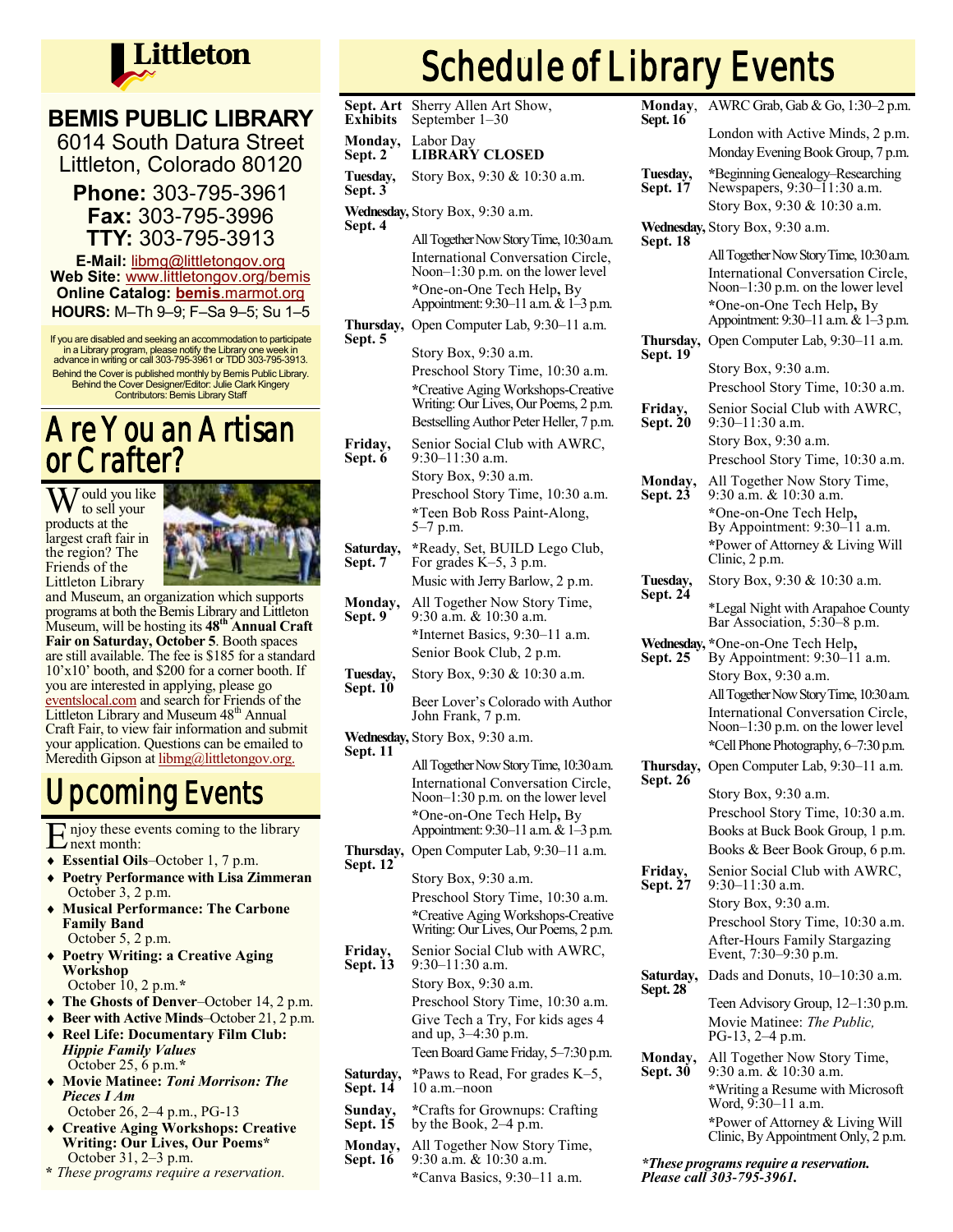# Littleton

## BEMIS PUBLIC LIBRARY

6014 South Datura Street
Littleton, Colorado 80120

**Phone:** 303-795-3961
**Fax:** 303-795-3996
**TTY:** 303-795-3913

**E-Mail:** libmg@littletongov.org
**Web Site:** www.littletongov.org/bemis
**Online Catalog:** **bemis**.marmot.org
**HOURS:** M–Th 9–9; F–Sa 9–5; Su 1–5

If you are disabled and seeking an accommodation to participate in a Library program, please notify the Library one week in advance in writing or call 303-795-3961 or TDD 303-795-3913.

Behind the Cover is published monthly by Bemis Public Library.
Behind the Cover Designer/Editor: Julie Clark Kingery
Contributors: Bemis Library Staff

## Are You an Artisan or Crafter?

Would you like to sell your products at the largest craft fair in the region? The Friends of the Littleton Library and Museum, an organization which supports programs at both the Bemis Library and Littleton Museum, will be hosting its **48th Annual Craft Fair on Saturday, October 5**. Booth spaces are still available. The fee is $185 for a standard 10'x10' booth, and $200 for a corner booth. If you are interested in applying, please go eventslocal.com and search for Friends of the Littleton Library and Museum 48th Annual Craft Fair, to view fair information and submit your application. Questions can be emailed to Meredith Gipson at libmg@littletongov.org.

## Upcoming Events

Enjoy these events coming to the library next month:

- **Essential Oils**–October 1, 7 p.m.
- **Poetry Performance with Lisa Zimmeran** October 3, 2 p.m.
- **Musical Performance: The Carbone Family Band** October 5, 2 p.m.
- **Poetry Writing: a Creative Aging Workshop** October 10, 2 p.m.*
- **The Ghosts of Denver**–October 14, 2 p.m.
- **Beer with Active Minds**–October 21, 2 p.m.
- **Reel Life: Documentary Film Club: *Hippie Family Values*** October 25, 6 p.m.*
- **Movie Matinee: *Toni Morrison: The Pieces I Am*** October 26, 2–4 p.m., PG-13
- **Creative Aging Workshops: Creative Writing: Our Lives, Our Poems*** October 31, 2–3 p.m.

\* *These programs require a reservation.*

# Schedule of Library Events

**Sept. Art Exhibits**
- Sherry Allen Art Show, September 1–30

**Monday, Sept. 2**
- Labor Day **LIBRARY CLOSED**

**Tuesday, Sept. 3**
- Story Box, 9:30 & 10:30 a.m.

**Wednesday, Sept. 4**
- Story Box, 9:30 a.m.
- All Together Now Story Time, 10:30 a.m.
- International Conversation Circle, Noon–1:30 p.m. on the lower level
- *One-on-One Tech Help, By Appointment: 9:30–11 a.m. & 1–3 p.m.

**Thursday, Sept. 5**
- Open Computer Lab, 9:30–11 a.m.
- Story Box, 9:30 a.m.
- Preschool Story Time, 10:30 a.m.
- *Creative Aging Workshops-Creative Writing: Our Lives, Our Poems, 2 p.m.
- Bestselling Author Peter Heller, 7 p.m.

**Friday, Sept. 6**
- Senior Social Club with AWRC, 9:30–11:30 a.m.
- Story Box, 9:30 a.m.
- Preschool Story Time, 10:30 a.m.
- *Teen Bob Ross Paint-Along, 5–7 p.m.

**Saturday, Sept. 7**
- *Ready, Set, BUILD Lego Club, For grades K–5, 3 p.m.
- Music with Jerry Barlow, 2 p.m.

**Monday, Sept. 9**
- All Together Now Story Time, 9:30 a.m. & 10:30 a.m.
- *Internet Basics, 9:30–11 a.m.
- Senior Book Club, 2 p.m.

**Tuesday, Sept. 10**
- Story Box, 9:30 & 10:30 a.m.
- Beer Lover's Colorado with Author John Frank, 7 p.m.

**Wednesday, Sept. 11**
- Story Box, 9:30 a.m.
- All Together Now Story Time, 10:30 a.m.
- International Conversation Circle, Noon–1:30 p.m. on the lower level
- *One-on-One Tech Help, By Appointment: 9:30–11 a.m. & 1–3 p.m.

**Thursday, Sept. 12**
- Open Computer Lab, 9:30–11 a.m.
- Story Box, 9:30 a.m.
- Preschool Story Time, 10:30 a.m.
- *Creative Aging Workshops-Creative Writing: Our Lives, Our Poems, 2 p.m.

**Friday, Sept. 13**
- Senior Social Club with AWRC, 9:30–11:30 a.m.
- Story Box, 9:30 a.m.
- Preschool Story Time, 10:30 a.m.
- Give Tech a Try, For kids ages 4 and up, 3–4:30 p.m.
- Teen Board Game Friday, 5–7:30 p.m.

**Saturday, Sept. 14**
- *Paws to Read, For grades K–5, 10 a.m.–noon

**Sunday, Sept. 15**
- *Crafts for Grownups: Crafting by the Book, 2–4 p.m.

**Monday, Sept. 16**
- All Together Now Story Time, 9:30 a.m. & 10:30 a.m.
- *Canva Basics, 9:30–11 a.m.
- AWRC Grab, Gab & Go, 1:30–2 p.m.
- London with Active Minds, 2 p.m.
- Monday Evening Book Group, 7 p.m.

**Tuesday, Sept. 17**
- *Beginning Genealogy–Researching Newspapers, 9:30–11:30 a.m.
- Story Box, 9:30 & 10:30 a.m.

**Wednesday, Sept. 18**
- Story Box, 9:30 a.m.
- All Together Now Story Time, 10:30 a.m.
- International Conversation Circle, Noon–1:30 p.m. on the lower level
- *One-on-One Tech Help, By Appointment: 9:30–11 a.m. & 1–3 p.m.

**Thursday, Sept. 19**
- Open Computer Lab, 9:30–11 a.m.
- Story Box, 9:30 a.m.
- Preschool Story Time, 10:30 a.m.

**Friday, Sept. 20**
- Senior Social Club with AWRC, 9:30–11:30 a.m.
- Story Box, 9:30 a.m.
- Preschool Story Time, 10:30 a.m.

**Monday, Sept. 23**
- All Together Now Story Time, 9:30 a.m. & 10:30 a.m.
- *One-on-One Tech Help, By Appointment: 9:30–11 a.m.
- *Power of Attorney & Living Will Clinic, 2 p.m.

**Tuesday, Sept. 24**
- Story Box, 9:30 & 10:30 a.m.
- *Legal Night with Arapahoe County Bar Association, 5:30–8 p.m.

**Wednesday, Sept. 25**
- *One-on-One Tech Help, By Appointment: 9:30–11 a.m.
- Story Box, 9:30 a.m.
- All Together Now Story Time, 10:30 a.m.
- International Conversation Circle, Noon–1:30 p.m. on the lower level
- *Cell Phone Photography, 6–7:30 p.m.

**Thursday, Sept. 26**
- Open Computer Lab, 9:30–11 a.m.
- Story Box, 9:30 a.m.
- Preschool Story Time, 10:30 a.m.
- Books at Buck Book Group, 1 p.m.
- Books & Beer Book Group, 6 p.m.

**Friday, Sept. 27**
- Senior Social Club with AWRC, 9:30–11:30 a.m.
- Story Box, 9:30 a.m.
- Preschool Story Time, 10:30 a.m.
- After-Hours Family Stargazing Event, 7:30–9:30 p.m.

**Saturday, Sept. 28**
- Dads and Donuts, 10–10:30 a.m.
- Teen Advisory Group, 12–1:30 p.m.
- Movie Matinee: *The Public*, PG-13, 2–4 p.m.

**Monday, Sept. 30**
- All Together Now Story Time, 9:30 a.m. & 10:30 a.m.
- *Writing a Resume with Microsoft Word, 9:30–11 a.m.
- *Power of Attorney & Living Will Clinic, By Appointment Only, 2 p.m.

***These programs require a reservation. Please call 303-795-3961.***